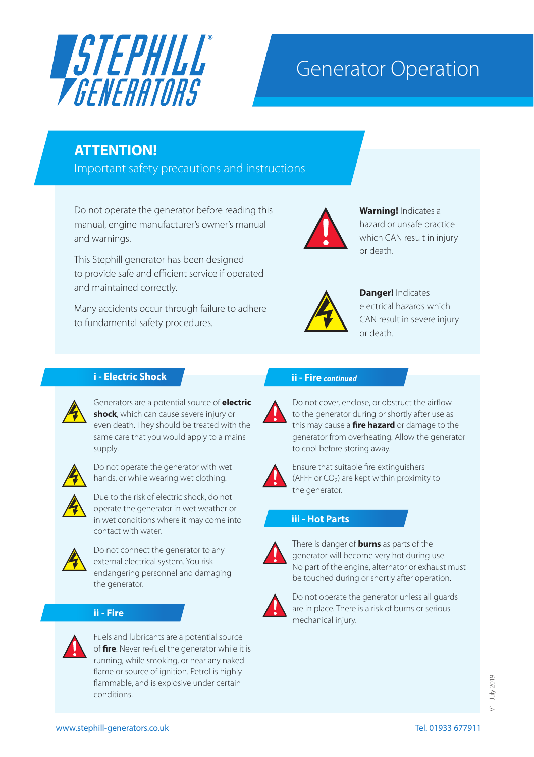# Generator Operation

## ATTENTION!

Important safety precautions and instructions

Do not operate the generator before reading this manual, engine manufacturer's owner's manual and warnings.

This Stephill generator has been designed to provide safe and efficient service if operated and maintained correctly.

Many accidents occur through failure to adhere to fundamental safety procedures.

**Warning!** Indicates a hazard or unsafe practice which CAN result in injury or death.

**Danger!** Indicates electrical hazards which CAN result in severe injury or death.

### i - Electric Shock

Generators are a potential source of **electric shock**, which can cause severe injury or even death. They should be treated with the same care that you would apply to a mains supply.

Do not operate the generator with wet hands, or while wearing wet clothing.

Due to the risk of electric shock, do not operate the generator in wet weather or in wet conditions where it may come into contact with water.

Do not connect the generator to any external electrical system. You risk endangering personnel and damaging the generator.

### ii - Fire

Fuels and lubricants are a potential source of **fire**. Never re-fuel the generator while it is running, while smoking, or near any naked flame or source of ignition. Petrol is highly flammable, and is explosive under certain conditions.

### ii - Fire *continued*

Do not cover, enclose, or obstruct the airflow to the generator during or shortly after use as this may cause a **fire hazard** or damage to the generator from overheating. Allow the generator to cool before storing away.

Ensure that suitable fire extinguishers (AFFF or $CO_2$) are kept within proximity to the generator.

### iii - Hot Parts

There is danger of **burns** as parts of the generator will become very hot during use. No part of the engine, alternator or exhaust must be touched during or shortly after operation.

Do not operate the generator unless all guards are in place. There is a risk of burns or serious mechanical injury.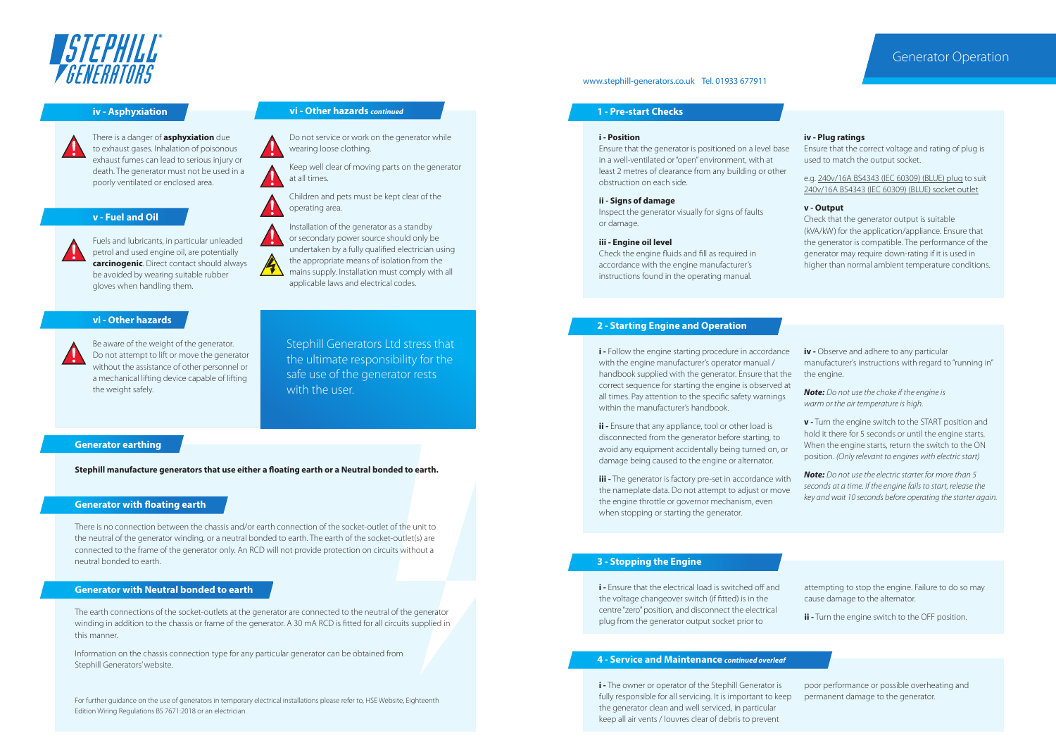# Generator Operation

www.stephill-generators.co.uk Tel. 01933 677911

## iv - Asphyxiation

There is a danger of **asphyxiation** due to exhaust gases. Inhalation of poisonous exhaust fumes can lead to serious injury or death. The generator must not be used in a poorly ventilated or enclosed area.

## v - Fuel and Oil

Fuels and lubricants, in particular unleaded petrol and used engine oil, are potentially **carcinogenic**. Direct contact should always be avoided by wearing suitable rubber gloves when handling them.

## vi - Other hazards

Be aware of the weight of the generator. Do not attempt to lift or move the generator without the assistance of other personnel or a mechanical lifting device capable of lifting the weight safely.

## vi - Other hazards *continued*

Do not service or work on the generator while wearing loose clothing.

Keep well clear of moving parts on the generator at all times.

Children and pets must be kept clear of the operating area.

Installation of the generator as a standby or secondary power source should only be undertaken by a fully qualified electrician using the appropriate means of isolation from the mains supply. Installation must comply with all applicable laws and electrical codes.

Stephill Generators Ltd stress that the ultimate responsibility for the safe use of the generator rests with the user.

## Generator earthing

**Stephill manufacture generators that use either a floating earth or a Neutral bonded to earth.**

## Generator with floating earth

There is no connection between the chassis and/or earth connection of the socket-outlet of the unit to the neutral of the generator winding, or a neutral bonded to earth. The earth of the socket-outlet(s) are connected to the frame of the generator only. An RCD will not provide protection on circuits without a neutral bonded to earth.

## Generator with Neutral bonded to earth

The earth connections of the socket-outlets at the generator are connected to the neutral of the generator winding in addition to the chassis or frame of the generator. A 30 mA RCD is fitted for all circuits supplied in this manner.

Information on the chassis connection type for any particular generator can be obtained from Stephill Generators' website.

For further guidance on the use of generators in temporary electrical installations please refer to, HSE Website, Eighteenth Edition Wiring Regulations BS 7671:2018 or an electrician.

## 1 - Pre-start Checks

**i - Position**
Ensure that the generator is positioned on a level base in a well-ventilated or "open" environment, with at least 2 metres of clearance from any building or other obstruction on each side.

**ii - Signs of damage**
Inspect the generator visually for signs of faults or damage.

**iii - Engine oil level**
Check the engine fluids and fill as required in accordance with the engine manufacturer's instructions found in the operating manual.

**iv - Plug ratings**
Ensure that the correct voltage and rating of plug is used to match the output socket.

e.g. 240v/16A BS4343 (IEC 60309) (BLUE) plug to suit 240v/16A BS4343 (IEC 60309) (BLUE) socket outlet

**v - Output**
Check that the generator output is suitable (kVA/kW) for the application/appliance. Ensure that the generator is compatible. The performance of the generator may require down-rating if it is used in higher than normal ambient temperature conditions.

## 2 - Starting Engine and Operation

**i -** Follow the engine starting procedure in accordance with the engine manufacturer's operator manual / handbook supplied with the generator. Ensure that the correct sequence for starting the engine is observed at all times. Pay attention to the specific safety warnings within the manufacturer's handbook.

**ii -** Ensure that any appliance, tool or other load is disconnected from the generator before starting, to avoid any equipment accidentally being turned on, or damage being caused to the engine or alternator.

**iii -** The generator is factory pre-set in accordance with the nameplate data. Do not attempt to adjust or move the engine throttle or governor mechanism, even when stopping or starting the generator.

**iv -** Observe and adhere to any particular manufacturer's instructions with regard to "running in" the engine.

***Note:*** *Do not use the choke if the engine is warm or the air temperature is high.*

**v -** Turn the engine switch to the START position and hold it there for 5 seconds or until the engine starts. When the engine starts, return the switch to the ON position. *(Only relevant to engines with electric start)*

***Note:*** *Do not use the electric starter for more than 5 seconds at a time. If the engine fails to start, release the key and wait 10 seconds before operating the starter again.*

## 3 - Stopping the Engine

**i -** Ensure that the electrical load is switched off and the voltage changeover switch (if fitted) is in the centre "zero" position, and disconnect the electrical plug from the generator output socket prior to attempting to stop the engine. Failure to do so may cause damage to the alternator.

**ii -** Turn the engine switch to the OFF position.

## 4 - Service and Maintenance *continued overleaf*

**i -** The owner or operator of the Stephill Generator is fully responsible for all servicing. It is important to keep the generator clean and well serviced, in particular keep all air vents / louvres clear of debris to prevent poor performance or possible overheating and permanent damage to the generator.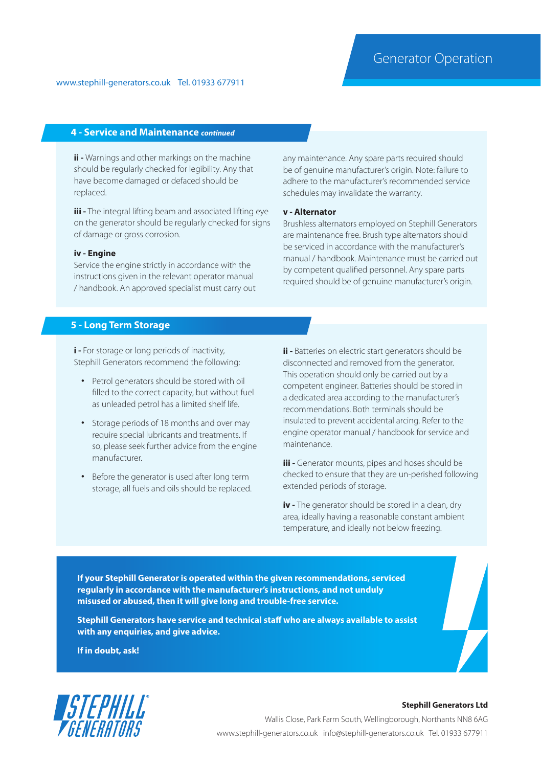## 4 - Service and Maintenance *continued*

**ii -** Warnings and other markings on the machine should be regularly checked for legibility. Any that have become damaged or defaced should be replaced.

**iii -** The integral lifting beam and associated lifting eye on the generator should be regularly checked for signs of damage or gross corrosion.

**iv - Engine**
Service the engine strictly in accordance with the instructions given in the relevant operator manual / handbook. An approved specialist must carry out any maintenance. Any spare parts required should be of genuine manufacturer's origin. Note: failure to adhere to the manufacturer's recommended service schedules may invalidate the warranty.

**v - Alternator**
Brushless alternators employed on Stephill Generators are maintenance free. Brush type alternators should be serviced in accordance with the manufacturer's manual / handbook. Maintenance must be carried out by competent qualified personnel. Any spare parts required should be of genuine manufacturer's origin.

## 5 - Long Term Storage

**i -** For storage or long periods of inactivity, Stephill Generators recommend the following:

- Petrol generators should be stored with oil filled to the correct capacity, but without fuel as unleaded petrol has a limited shelf life.
- Storage periods of 18 months and over may require special lubricants and treatments. If so, please seek further advice from the engine manufacturer.
- Before the generator is used after long term storage, all fuels and oils should be replaced.

**ii -** Batteries on electric start generators should be disconnected and removed from the generator. This operation should only be carried out by a competent engineer. Batteries should be stored in a dedicated area according to the manufacturer's recommendations. Both terminals should be insulated to prevent accidental arcing. Refer to the engine operator manual / handbook for service and maintenance.

**iii -** Generator mounts, pipes and hoses should be checked to ensure that they are un-perished following extended periods of storage.

**iv -** The generator should be stored in a clean, dry area, ideally having a reasonable constant ambient temperature, and ideally not below freezing.

**If your Stephill Generator is operated within the given recommendations, serviced regularly in accordance with the manufacturer's instructions, and not unduly misused or abused, then it will give long and trouble-free service.**

**Stephill Generators have service and technical staff who are always available to assist with any enquiries, and give advice.**

**If in doubt, ask!**

STEPHILL GENERATORS

**Stephill Generators Ltd**
Wallis Close, Park Farm South, Wellingborough, Northants NN8 6AG
www.stephill-generators.co.uk info@stephill-generators.co.uk Tel. 01933 677911